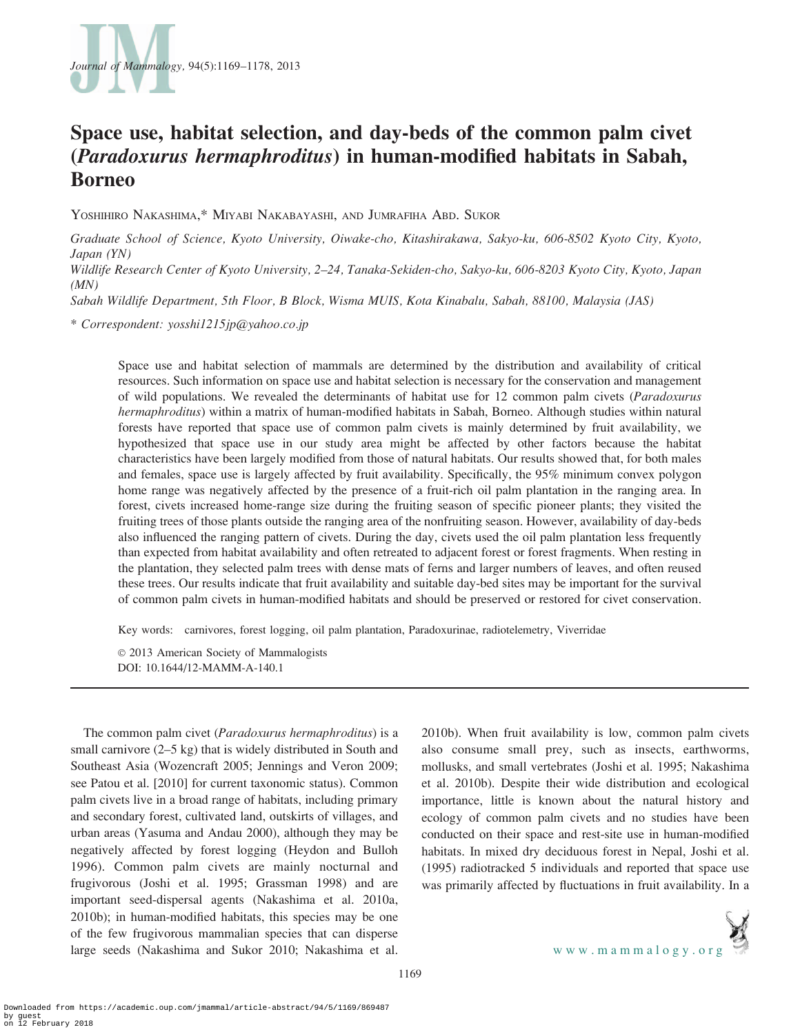# Space use, habitat selection, and day-beds of the common palm civet (*Paradoxurus hermaphroditus*) in human-modified habitats in Sabah, Borneo

Yoshihiro Nakashima,* Miyabi Nakabayashi, and Jumrafiha Abd. Sukor

*Graduate School of Science, Kyoto University, Oiwake-cho, Kitashirakawa, Sakyo-ku, 606-8502 Kyoto City, Kyoto, Japan (YN)*

*Wildlife Research Center of Kyoto University, 2–24, Tanaka-Sekiden-cho, Sakyo-ku, 606-8203 Kyoto City, Kyoto, Japan (MN)*

*Sabah Wildlife Department, 5th Floor, B Block, Wisma MUIS, Kota Kinabalu, Sabah, 88100, Malaysia (JAS)*

\* *Correspondent: yosshi1215jp@yahoo.co.jp*

Space use and habitat selection of mammals are determined by the distribution and availability of critical resources. Such information on space use and habitat selection is necessary for the conservation and management of wild populations. We revealed the determinants of habitat use for 12 common palm civets (*Paradoxurus hermaphroditus*) within a matrix of human-modified habitats in Sabah, Borneo. Although studies within natural forests have reported that space use of common palm civets is mainly determined by fruit availability, we hypothesized that space use in our study area might be affected by other factors because the habitat characteristics have been largely modified from those of natural habitats. Our results showed that, for both males and females, space use is largely affected by fruit availability. Specifically, the 95% minimum convex polygon home range was negatively affected by the presence of a fruit-rich oil palm plantation in the ranging area. In forest, civets increased home-range size during the fruiting season of specific pioneer plants; they visited the fruiting trees of those plants outside the ranging area of the nonfruiting season. However, availability of day-beds also influenced the ranging pattern of civets. During the day, civets used the oil palm plantation less frequently than expected from habitat availability and often retreated to adjacent forest or forest fragments. When resting in the plantation, they selected palm trees with dense mats of ferns and larger numbers of leaves, and often reused these trees. Our results indicate that fruit availability and suitable day-bed sites may be important for the survival of common palm civets in human-modified habitats and should be preserved or restored for civet conservation.

Key words: carnivores, forest logging, oil palm plantation, Paradoxurinae, radiotelemetry, Viverridae

© 2013 American Society of Mammalogists
DOI: 10.1644/12-MAMM-A-140.1

The common palm civet (*Paradoxurus hermaphroditus*) is a small carnivore (2–5 kg) that is widely distributed in South and Southeast Asia (Wozencraft 2005; Jennings and Veron 2009; see Patou et al. [2010] for current taxonomic status). Common palm civets live in a broad range of habitats, including primary and secondary forest, cultivated land, outskirts of villages, and urban areas (Yasuma and Andau 2000), although they may be negatively affected by forest logging (Heydon and Bulloh 1996). Common palm civets are mainly nocturnal and frugivorous (Joshi et al. 1995; Grassman 1998) and are important seed-dispersal agents (Nakashima et al. 2010a, 2010b); in human-modified habitats, this species may be one of the few frugivorous mammalian species that can disperse large seeds (Nakashima and Sukor 2010; Nakashima et al. 2010b). When fruit availability is low, common palm civets also consume small prey, such as insects, earthworms, mollusks, and small vertebrates (Joshi et al. 1995; Nakashima et al. 2010b). Despite their wide distribution and ecological importance, little is known about the natural history and ecology of common palm civets and no studies have been conducted on their space and rest-site use in human-modified habitats. In mixed dry deciduous forest in Nepal, Joshi et al. (1995) radiotracked 5 individuals and reported that space use was primarily affected by fluctuations in fruit availability. In a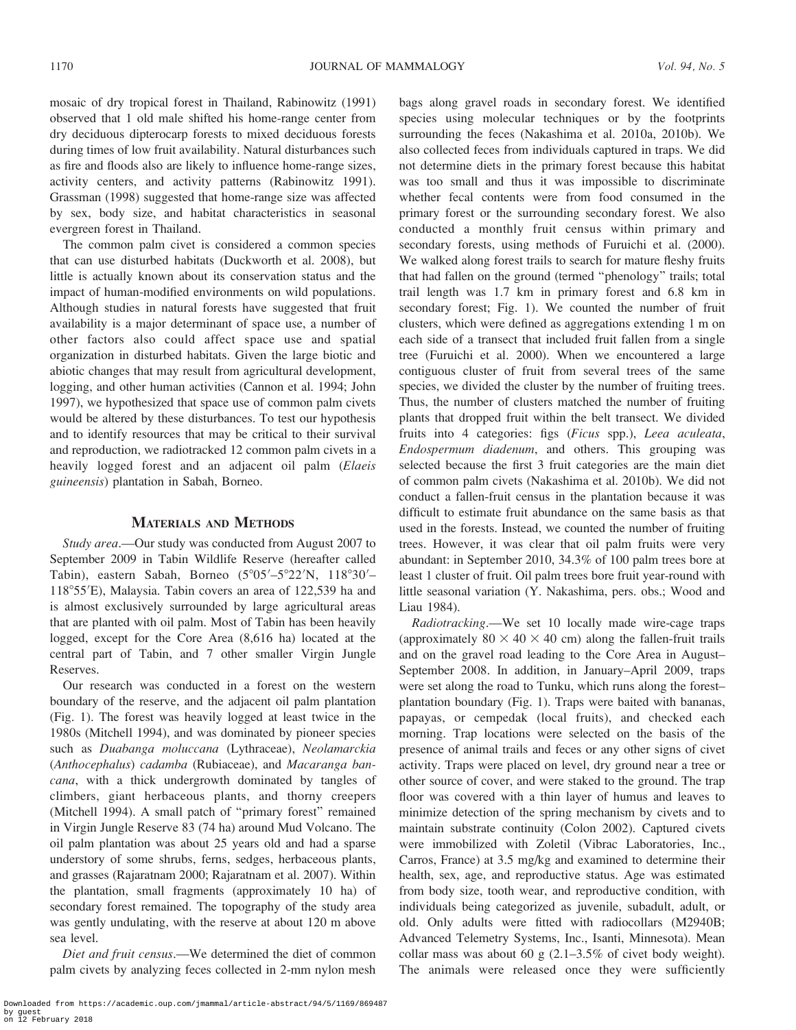mosaic of dry tropical forest in Thailand, Rabinowitz (1991) observed that 1 old male shifted his home-range center from dry deciduous dipterocarp forests to mixed deciduous forests during times of low fruit availability. Natural disturbances such as fire and floods also are likely to influence home-range sizes, activity centers, and activity patterns (Rabinowitz 1991). Grassman (1998) suggested that home-range size was affected by sex, body size, and habitat characteristics in seasonal evergreen forest in Thailand.

The common palm civet is considered a common species that can use disturbed habitats (Duckworth et al. 2008), but little is actually known about its conservation status and the impact of human-modified environments on wild populations. Although studies in natural forests have suggested that fruit availability is a major determinant of space use, a number of other factors also could affect space use and spatial organization in disturbed habitats. Given the large biotic and abiotic changes that may result from agricultural development, logging, and other human activities (Cannon et al. 1994; John 1997), we hypothesized that space use of common palm civets would be altered by these disturbances. To test our hypothesis and to identify resources that may be critical to their survival and reproduction, we radiotracked 12 common palm civets in a heavily logged forest and an adjacent oil palm (*Elaeis guineensis*) plantation in Sabah, Borneo.

## Materials and Methods

*Study area*.—Our study was conducted from August 2007 to September 2009 in Tabin Wildlife Reserve (hereafter called Tabin), eastern Sabah, Borneo (5°05′–5°22′N, 118°30′–118°55′E), Malaysia. Tabin covers an area of 122,539 ha and is almost exclusively surrounded by large agricultural areas that are planted with oil palm. Most of Tabin has been heavily logged, except for the Core Area (8,616 ha) located at the central part of Tabin, and 7 other smaller Virgin Jungle Reserves.

Our research was conducted in a forest on the western boundary of the reserve, and the adjacent oil palm plantation (Fig. 1). The forest was heavily logged at least twice in the 1980s (Mitchell 1994), and was dominated by pioneer species such as *Duabanga moluccana* (Lythraceae), *Neolamarckia* (*Anthocephalus*) *cadamba* (Rubiaceae), and *Macaranga bancana*, with a thick undergrowth dominated by tangles of climbers, giant herbaceous plants, and thorny creepers (Mitchell 1994). A small patch of "primary forest" remained in Virgin Jungle Reserve 83 (74 ha) around Mud Volcano. The oil palm plantation was about 25 years old and had a sparse understory of some shrubs, ferns, sedges, herbaceous plants, and grasses (Rajaratnam 2000; Rajaratnam et al. 2007). Within the plantation, small fragments (approximately 10 ha) of secondary forest remained. The topography of the study area was gently undulating, with the reserve at about 120 m above sea level.

*Diet and fruit census*.—We determined the diet of common palm civets by analyzing feces collected in 2-mm nylon mesh bags along gravel roads in secondary forest. We identified species using molecular techniques or by the footprints surrounding the feces (Nakashima et al. 2010a, 2010b). We also collected feces from individuals captured in traps. We did not determine diets in the primary forest because this habitat was too small and thus it was impossible to discriminate whether fecal contents were from food consumed in the primary forest or the surrounding secondary forest. We also conducted a monthly fruit census within primary and secondary forests, using methods of Furuichi et al. (2000). We walked along forest trails to search for mature fleshy fruits that had fallen on the ground (termed "phenology" trails; total trail length was 1.7 km in primary forest and 6.8 km in secondary forest; Fig. 1). We counted the number of fruit clusters, which were defined as aggregations extending 1 m on each side of a transect that included fruit fallen from a single tree (Furuichi et al. 2000). When we encountered a large contiguous cluster of fruit from several trees of the same species, we divided the cluster by the number of fruiting trees. Thus, the number of clusters matched the number of fruiting plants that dropped fruit within the belt transect. We divided fruits into 4 categories: figs (*Ficus* spp.), *Leea aculeata*, *Endospermum diadenum*, and others. This grouping was selected because the first 3 fruit categories are the main diet of common palm civets (Nakashima et al. 2010b). We did not conduct a fallen-fruit census in the plantation because it was difficult to estimate fruit abundance on the same basis as that used in the forests. Instead, we counted the number of fruiting trees. However, it was clear that oil palm fruits were very abundant: in September 2010, 34.3% of 100 palm trees bore at least 1 cluster of fruit. Oil palm trees bore fruit year-round with little seasonal variation (Y. Nakashima, pers. obs.; Wood and Liau 1984).

*Radiotracking*.—We set 10 locally made wire-cage traps (approximately 80 × 40 × 40 cm) along the fallen-fruit trails and on the gravel road leading to the Core Area in August–September 2008. In addition, in January–April 2009, traps were set along the road to Tunku, which runs along the forest–plantation boundary (Fig. 1). Traps were baited with bananas, papayas, or cempedak (local fruits), and checked each morning. Trap locations were selected on the basis of the presence of animal trails and feces or any other signs of civet activity. Traps were placed on level, dry ground near a tree or other source of cover, and were staked to the ground. The trap floor was covered with a thin layer of humus and leaves to minimize detection of the spring mechanism by civets and to maintain substrate continuity (Colon 2002). Captured civets were immobilized with Zoletil (Vibrac Laboratories, Inc., Carros, France) at 3.5 mg/kg and examined to determine their health, sex, age, and reproductive status. Age was estimated from body size, tooth wear, and reproductive condition, with individuals being categorized as juvenile, subadult, adult, or old. Only adults were fitted with radiocollars (M2940B; Advanced Telemetry Systems, Inc., Isanti, Minnesota). Mean collar mass was about 60 g (2.1–3.5% of civet body weight). The animals were released once they were sufficiently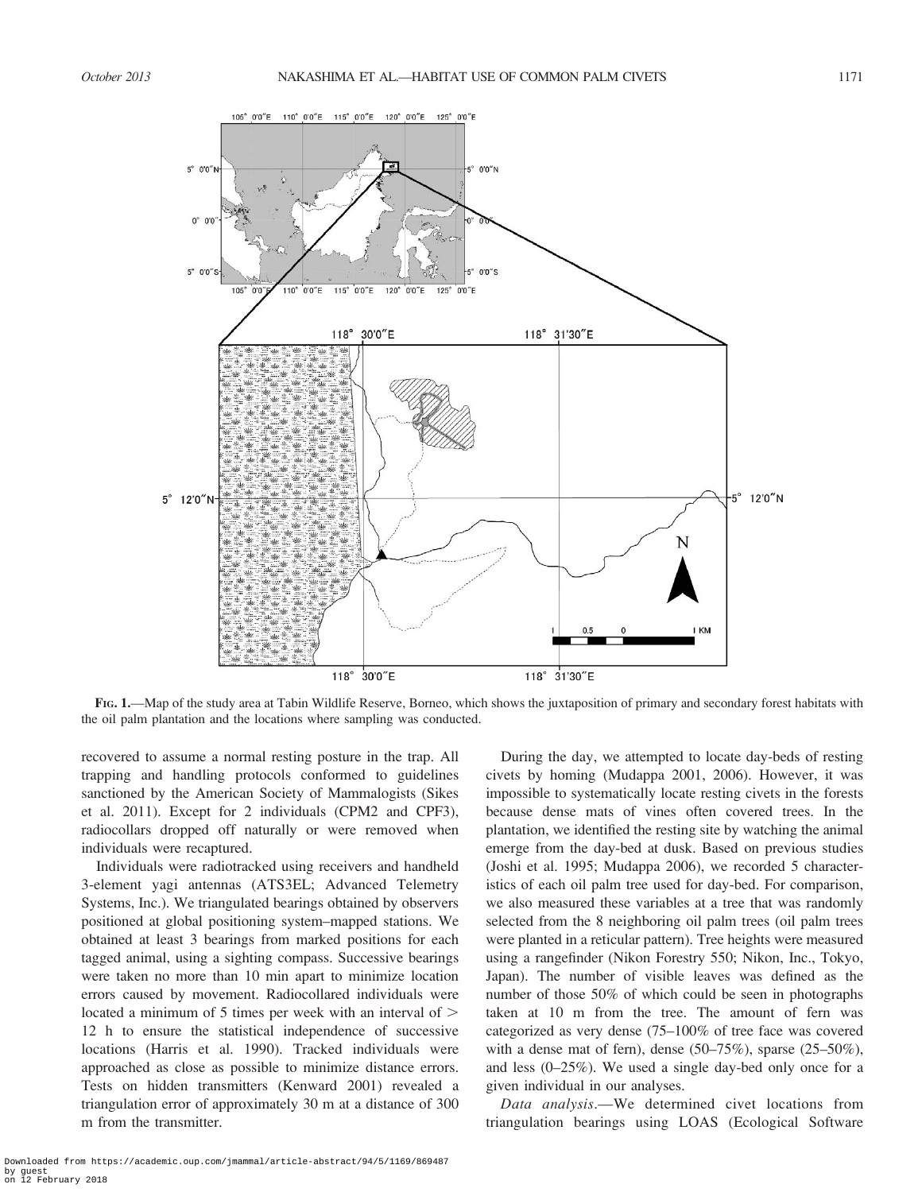FIG. 1.—Map of the study area at Tabin Wildlife Reserve, Borneo, which shows the juxtaposition of primary and secondary forest habitats with the oil palm plantation and the locations where sampling was conducted.

recovered to assume a normal resting posture in the trap. All trapping and handling protocols conformed to guidelines sanctioned by the American Society of Mammalogists (Sikes et al. 2011). Except for 2 individuals (CPM2 and CPF3), radiocollars dropped off naturally or were removed when individuals were recaptured.

Individuals were radiotracked using receivers and handheld 3-element yagi antennas (ATS3EL; Advanced Telemetry Systems, Inc.). We triangulated bearings obtained by observers positioned at global positioning system–mapped stations. We obtained at least 3 bearings from marked positions for each tagged animal, using a sighting compass. Successive bearings were taken no more than 10 min apart to minimize location errors caused by movement. Radiocollared individuals were located a minimum of 5 times per week with an interval of > 12 h to ensure the statistical independence of successive locations (Harris et al. 1990). Tracked individuals were approached as close as possible to minimize distance errors. Tests on hidden transmitters (Kenward 2001) revealed a triangulation error of approximately 30 m at a distance of 300 m from the transmitter.

During the day, we attempted to locate day-beds of resting civets by homing (Mudappa 2001, 2006). However, it was impossible to systematically locate resting civets in the forests because dense mats of vines often covered trees. In the plantation, we identified the resting site by watching the animal emerge from the day-bed at dusk. Based on previous studies (Joshi et al. 1995; Mudappa 2006), we recorded 5 characteristics of each oil palm tree used for day-bed. For comparison, we also measured these variables at a tree that was randomly selected from the 8 neighboring oil palm trees (oil palm trees were planted in a reticular pattern). Tree heights were measured using a rangefinder (Nikon Forestry 550; Nikon, Inc., Tokyo, Japan). The number of visible leaves was defined as the number of those 50% of which could be seen in photographs taken at 10 m from the tree. The amount of fern was categorized as very dense (75–100% of tree face was covered with a dense mat of fern), dense (50–75%), sparse (25–50%), and less (0–25%). We used a single day-bed only once for a given individual in our analyses.

*Data analysis*.—We determined civet locations from triangulation bearings using LOAS (Ecological Software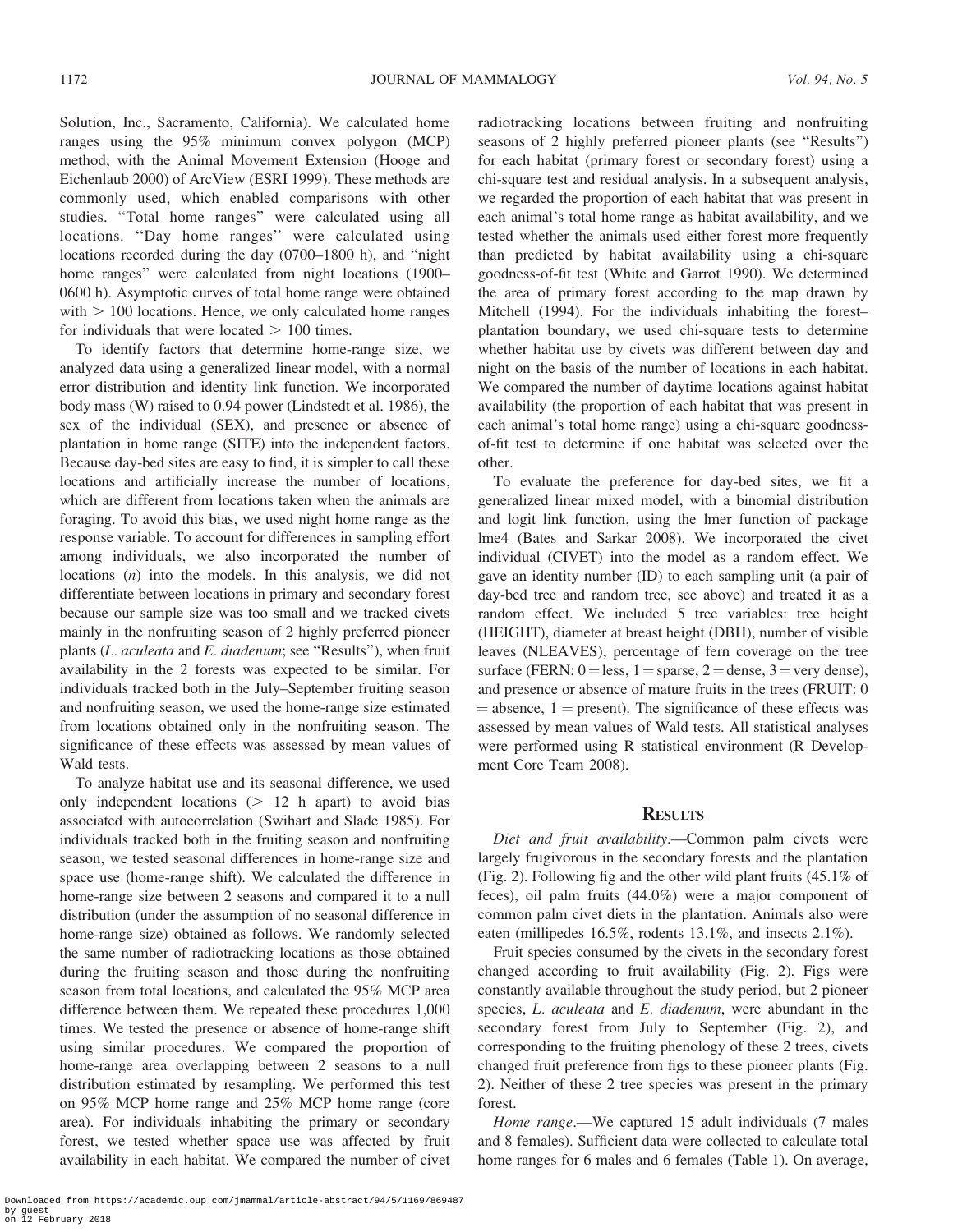Solution, Inc., Sacramento, California). We calculated home ranges using the 95% minimum convex polygon (MCP) method, with the Animal Movement Extension (Hooge and Eichenlaub 2000) of ArcView (ESRI 1999). These methods are commonly used, which enabled comparisons with other studies. "Total home ranges" were calculated using all locations. "Day home ranges" were calculated using locations recorded during the day (0700–1800 h), and "night home ranges" were calculated from night locations (1900–0600 h). Asymptotic curves of total home range were obtained with > 100 locations. Hence, we only calculated home ranges for individuals that were located > 100 times.

To identify factors that determine home-range size, we analyzed data using a generalized linear model, with a normal error distribution and identity link function. We incorporated body mass (W) raised to 0.94 power (Lindstedt et al. 1986), the sex of the individual (SEX), and presence or absence of plantation in home range (SITE) into the independent factors. Because day-bed sites are easy to find, it is simpler to call these locations and artificially increase the number of locations, which are different from locations taken when the animals are foraging. To avoid this bias, we used night home range as the response variable. To account for differences in sampling effort among individuals, we also incorporated the number of locations ($n$) into the models. In this analysis, we did not differentiate between locations in primary and secondary forest because our sample size was too small and we tracked civets mainly in the nonfruiting season of 2 highly preferred pioneer plants (*L. aculeata* and *E. diadenum*; see "Results"), when fruit availability in the 2 forests was expected to be similar. For individuals tracked both in the July–September fruiting season and nonfruiting season, we used the home-range size estimated from locations obtained only in the nonfruiting season. The significance of these effects was assessed by mean values of Wald tests.

To analyze habitat use and its seasonal difference, we used only independent locations (> 12 h apart) to avoid bias associated with autocorrelation (Swihart and Slade 1985). For individuals tracked both in the fruiting season and nonfruiting season, we tested seasonal differences in home-range size and space use (home-range shift). We calculated the difference in home-range size between 2 seasons and compared it to a null distribution (under the assumption of no seasonal difference in home-range size) obtained as follows. We randomly selected the same number of radiotracking locations as those obtained during the fruiting season and those during the nonfruiting season from total locations, and calculated the 95% MCP area difference between them. We repeated these procedures 1,000 times. We tested the presence or absence of home-range shift using similar procedures. We compared the proportion of home-range area overlapping between 2 seasons to a null distribution estimated by resampling. We performed this test on 95% MCP home range and 25% MCP home range (core area). For individuals inhabiting the primary or secondary forest, we tested whether space use was affected by fruit availability in each habitat. We compared the number of civet radiotracking locations between fruiting and nonfruiting seasons of 2 highly preferred pioneer plants (see "Results") for each habitat (primary forest or secondary forest) using a chi-square test and residual analysis. In a subsequent analysis, we regarded the proportion of each habitat that was present in each animal's total home range as habitat availability, and we tested whether the animals used either forest more frequently than predicted by habitat availability using a chi-square goodness-of-fit test (White and Garrot 1990). We determined the area of primary forest according to the map drawn by Mitchell (1994). For the individuals inhabiting the forest–plantation boundary, we used chi-square tests to determine whether habitat use by civets was different between day and night on the basis of the number of locations in each habitat. We compared the number of daytime locations against habitat availability (the proportion of each habitat that was present in each animal's total home range) using a chi-square goodness-of-fit test to determine if one habitat was selected over the other.

To evaluate the preference for day-bed sites, we fit a generalized linear mixed model, with a binomial distribution and logit link function, using the lmer function of package lme4 (Bates and Sarkar 2008). We incorporated the civet individual (CIVET) into the model as a random effect. We gave an identity number (ID) to each sampling unit (a pair of day-bed tree and random tree, see above) and treated it as a random effect. We included 5 tree variables: tree height (HEIGHT), diameter at breast height (DBH), number of visible leaves (NLEAVES), percentage of fern coverage on the tree surface (FERN: 0 = less, 1 = sparse, 2 = dense, 3 = very dense), and presence or absence of mature fruits in the trees (FRUIT: 0 = absence, 1 = present). The significance of these effects was assessed by mean values of Wald tests. All statistical analyses were performed using R statistical environment (R Development Core Team 2008).

## Results

*Diet and fruit availability*.—Common palm civets were largely frugivorous in the secondary forests and the plantation (Fig. 2). Following fig and the other wild plant fruits (45.1% of feces), oil palm fruits (44.0%) were a major component of common palm civet diets in the plantation. Animals also were eaten (millipedes 16.5%, rodents 13.1%, and insects 2.1%).

Fruit species consumed by the civets in the secondary forest changed according to fruit availability (Fig. 2). Figs were constantly available throughout the study period, but 2 pioneer species, *L. aculeata* and *E. diadenum*, were abundant in the secondary forest from July to September (Fig. 2), and corresponding to the fruiting phenology of these 2 trees, civets changed fruit preference from figs to these pioneer plants (Fig. 2). Neither of these 2 tree species was present in the primary forest.

*Home range*.—We captured 15 adult individuals (7 males and 8 females). Sufficient data were collected to calculate total home ranges for 6 males and 6 females (Table 1). On average,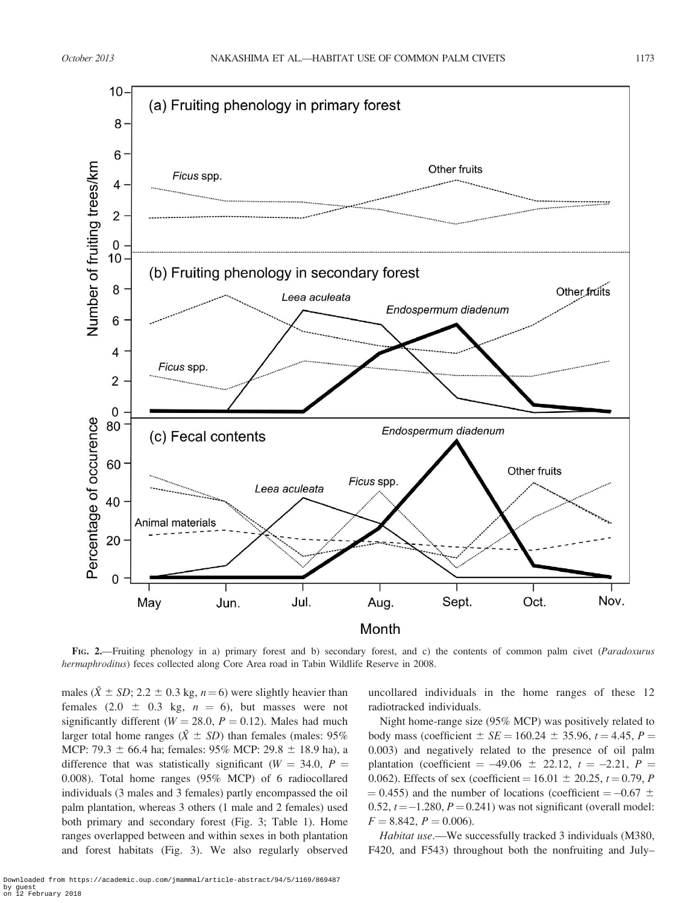FIG. 2.—Fruiting phenology in a) primary forest and b) secondary forest, and c) the contents of common palm civet (*Paradoxurus hermaphroditus*) feces collected along Core Area road in Tabin Wildlife Reserve in 2008.

males ($\bar{X} \pm SD$; 2.2 ± 0.3 kg, $n = 6$) were slightly heavier than females (2.0 ± 0.3 kg, $n = 6$), but masses were not significantly different ($W = 28.0$, $P = 0.12$). Males had much larger total home ranges ($\bar{X} \pm SD$) than females (males: 95% MCP: 79.3 ± 66.4 ha; females: 95% MCP: 29.8 ± 18.9 ha), a difference that was statistically significant ($W = 34.0$, $P = 0.008$). Total home ranges (95% MCP) of 6 radiocollared individuals (3 males and 3 females) partly encompassed the oil palm plantation, whereas 3 others (1 male and 2 females) used both primary and secondary forest (Fig. 3; Table 1). Home ranges overlapped between and within sexes in both plantation and forest habitats (Fig. 3). We also regularly observed uncollared individuals in the home ranges of these 12 radiotracked individuals.

Night home-range size (95% MCP) was positively related to body mass (coefficient ± $SE = 160.24 \pm 35.96$, $t = 4.45$, $P = 0.003$) and negatively related to the presence of oil palm plantation (coefficient = –49.06 ± 22.12, $t = -2.21$, $P = 0.062$). Effects of sex (coefficient = 16.01 ± 20.25, $t = 0.79$, $P = 0.455$) and the number of locations (coefficient = –0.67 ± 0.52, $t = -1.280$, $P = 0.241$) was not significant (overall model: $F = 8.842$, $P = 0.006$).

*Habitat use*.—We successfully tracked 3 individuals (M380, F420, and F543) throughout both the nonfruiting and July–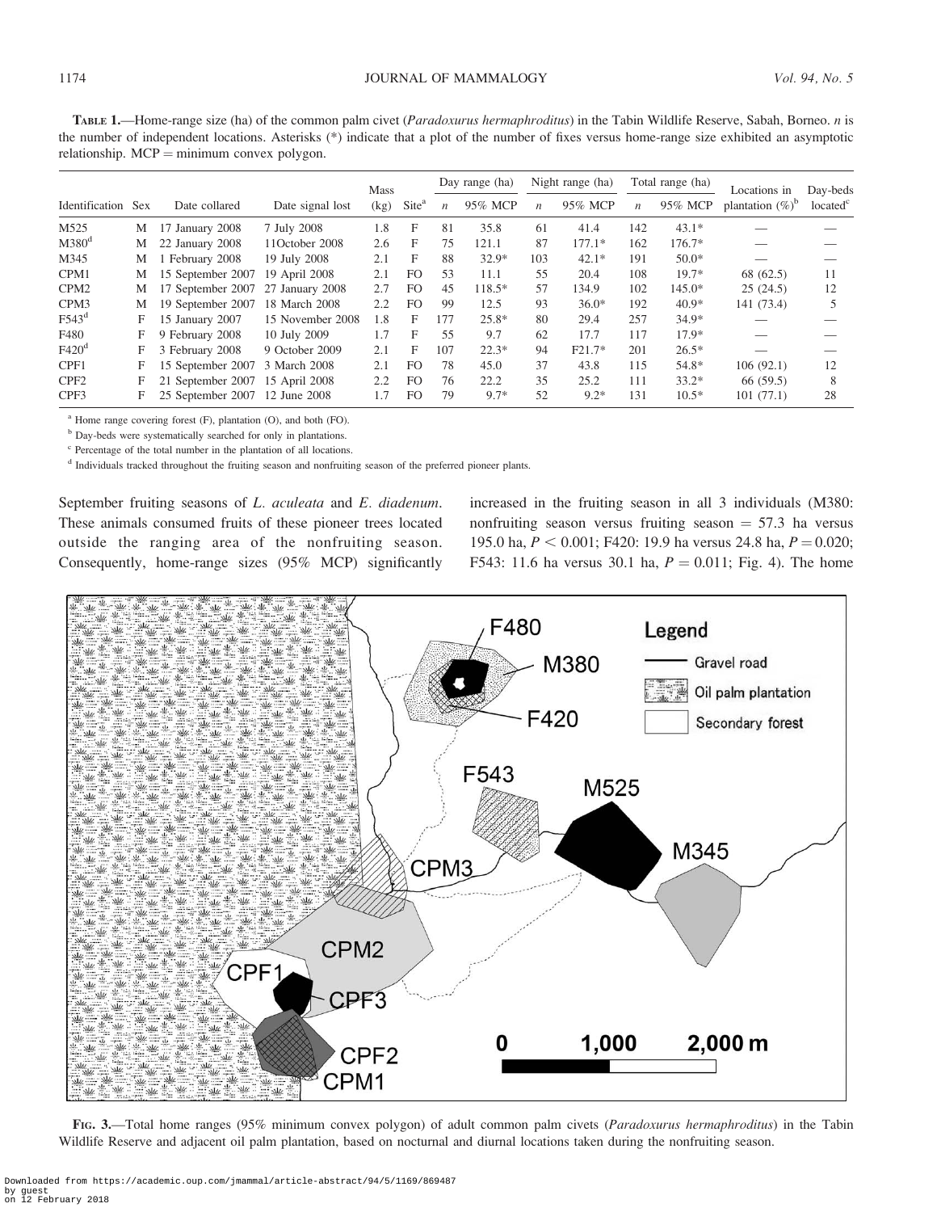**TABLE 1.**—Home-range size (ha) of the common palm civet (*Paradoxurus hermaphroditus*) in the Tabin Wildlife Reserve, Sabah, Borneo. *n* is the number of independent locations. Asterisks (*) indicate that a plot of the number of fixes versus home-range size exhibited an asymptotic relationship. MCP = minimum convex polygon.

| Identification | Sex | Date collared | Date signal lost | Mass (kg) | Site[a] | Day range (ha) | | Night range (ha) | | Total range (ha) | | Locations in plantation (%)[b] | Day-beds located[c] |
|---|---|---|---|---|---|---|---|---|---|---|---|---|---|
| | | | | | | *n* | 95% MCP | *n* | 95% MCP | *n* | 95% MCP | | |
| M525 | M | 17 January 2008 | 7 July 2008 | 1.8 | F | 81 | 35.8 | 61 | 41.4 | 142 | 43.1* | — | — |
| M380[d] | M | 22 January 2008 | 11October 2008 | 2.6 | F | 75 | 121.1 | 87 | 177.1* | 162 | 176.7* | — | — |
| M345 | M | 1 February 2008 | 19 July 2008 | 2.1 | F | 88 | 32.9* | 103 | 42.1* | 191 | 50.0* | — | — |
| CPM1 | M | 15 September 2007 | 19 April 2008 | 2.1 | FO | 53 | 11.1 | 55 | 20.4 | 108 | 19.7* | 68 (62.5) | 11 |
| CPM2 | M | 17 September 2007 | 27 January 2008 | 2.7 | FO | 45 | 118.5* | 57 | 134.9 | 102 | 145.0* | 25 (24.5) | 12 |
| CPM3 | M | 19 September 2007 | 18 March 2008 | 2.2 | FO | 99 | 12.5 | 93 | 36.0* | 192 | 40.9* | 141 (73.4) | 5 |
| F543[d] | F | 15 January 2007 | 15 November 2008 | 1.8 | F | 177 | 25.8* | 80 | 29.4 | 257 | 34.9* | — | — |
| F480 | F | 9 February 2008 | 10 July 2009 | 1.7 | F | 55 | 9.7 | 62 | 17.7 | 117 | 17.9* | — | — |
| F420[d] | F | 3 February 2008 | 9 October 2009 | 2.1 | F | 107 | 22.3* | 94 | F21.7* | 201 | 26.5* | — | — |
| CPF1 | F | 15 September 2007 | 3 March 2008 | 2.1 | FO | 78 | 45.0 | 37 | 43.8 | 115 | 54.8* | 106 (92.1) | 12 |
| CPF2 | F | 21 September 2007 | 15 April 2008 | 2.2 | FO | 76 | 22.2 | 35 | 25.2 | 111 | 33.2* | 66 (59.5) | 8 |
| CPF3 | F | 25 September 2007 | 12 June 2008 | 1.7 | FO | 79 | 9.7* | 52 | 9.2* | 131 | 10.5* | 101 (77.1) | 28 |

[a] Home range covering forest (F), plantation (O), and both (FO).

[b] Day-beds were systematically searched for only in plantations.

[c] Percentage of the total number in the plantation of all locations.

[d] Individuals tracked throughout the fruiting season and nonfruiting season of the preferred pioneer plants.

September fruiting seasons of *L. aculeata* and *E. diadenum*. These animals consumed fruits of these pioneer trees located outside the ranging area of the nonfruiting season. Consequently, home-range sizes (95% MCP) significantly increased in the fruiting season in all 3 individuals (M380: nonfruiting season versus fruiting season = 57.3 ha versus 195.0 ha, $P < 0.001$; F420: 19.9 ha versus 24.8 ha, $P = 0.020$; F543: 11.6 ha versus 30.1 ha, $P = 0.011$; Fig. 4). The home

FIG. 3.—Total home ranges (95% minimum convex polygon) of adult common palm civets (*Paradoxurus hermaphroditus*) in the Tabin Wildlife Reserve and adjacent oil palm plantation, based on nocturnal and diurnal locations taken during the nonfruiting season.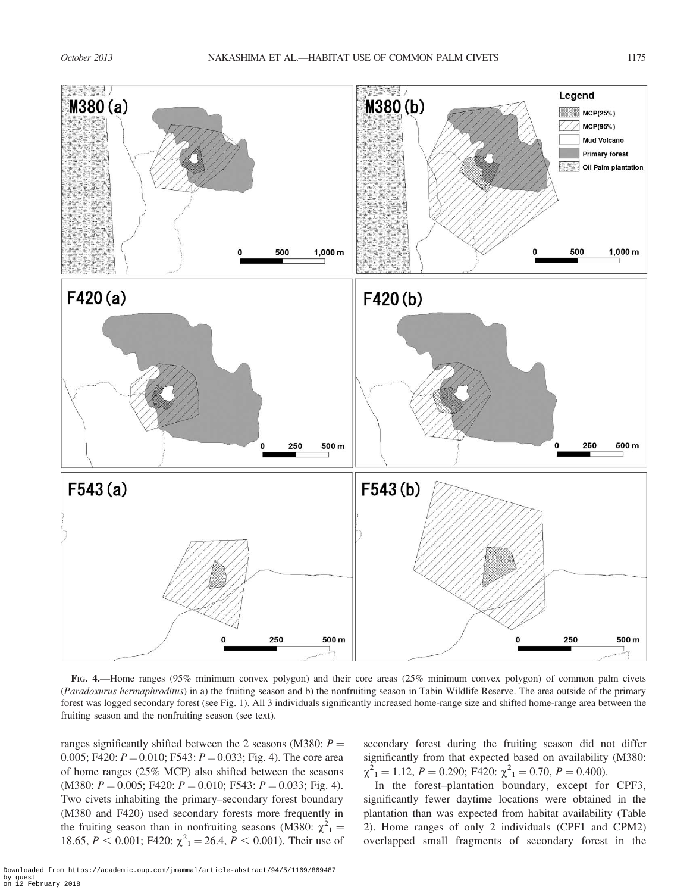FIG. 4.—Home ranges (95% minimum convex polygon) and their core areas (25% minimum convex polygon) of common palm civets (*Paradoxurus hermaphroditus*) in a) the fruiting season and b) the nonfruiting season in Tabin Wildlife Reserve. The area outside of the primary forest was logged secondary forest (see Fig. 1). All 3 individuals significantly increased home-range size and shifted home-range area between the fruiting season and the nonfruiting season (see text).

ranges significantly shifted between the 2 seasons (M380: $P = 0.005$; F420: $P = 0.010$; F543: $P = 0.033$; Fig. 4). The core area of home ranges (25% MCP) also shifted between the seasons (M380: $P = 0.005$; F420: $P = 0.010$; F543: $P = 0.033$; Fig. 4). Two civets inhabiting the primary–secondary forest boundary (M380 and F420) used secondary forests more frequently in the fruiting season than in nonfruiting seasons (M380: $\chi^2_1 = 18.65$, $P < 0.001$; F420: $\chi^2_1 = 26.4$, $P < 0.001$). Their use of secondary forest during the fruiting season did not differ significantly from that expected based on availability (M380: $\chi^2_1 = 1.12$, $P = 0.290$; F420: $\chi^2_1 = 0.70$, $P = 0.400$).

In the forest–plantation boundary, except for CPF3, significantly fewer daytime locations were obtained in the plantation than was expected from habitat availability (Table 2). Home ranges of only 2 individuals (CPF1 and CPM2) overlapped small fragments of secondary forest in the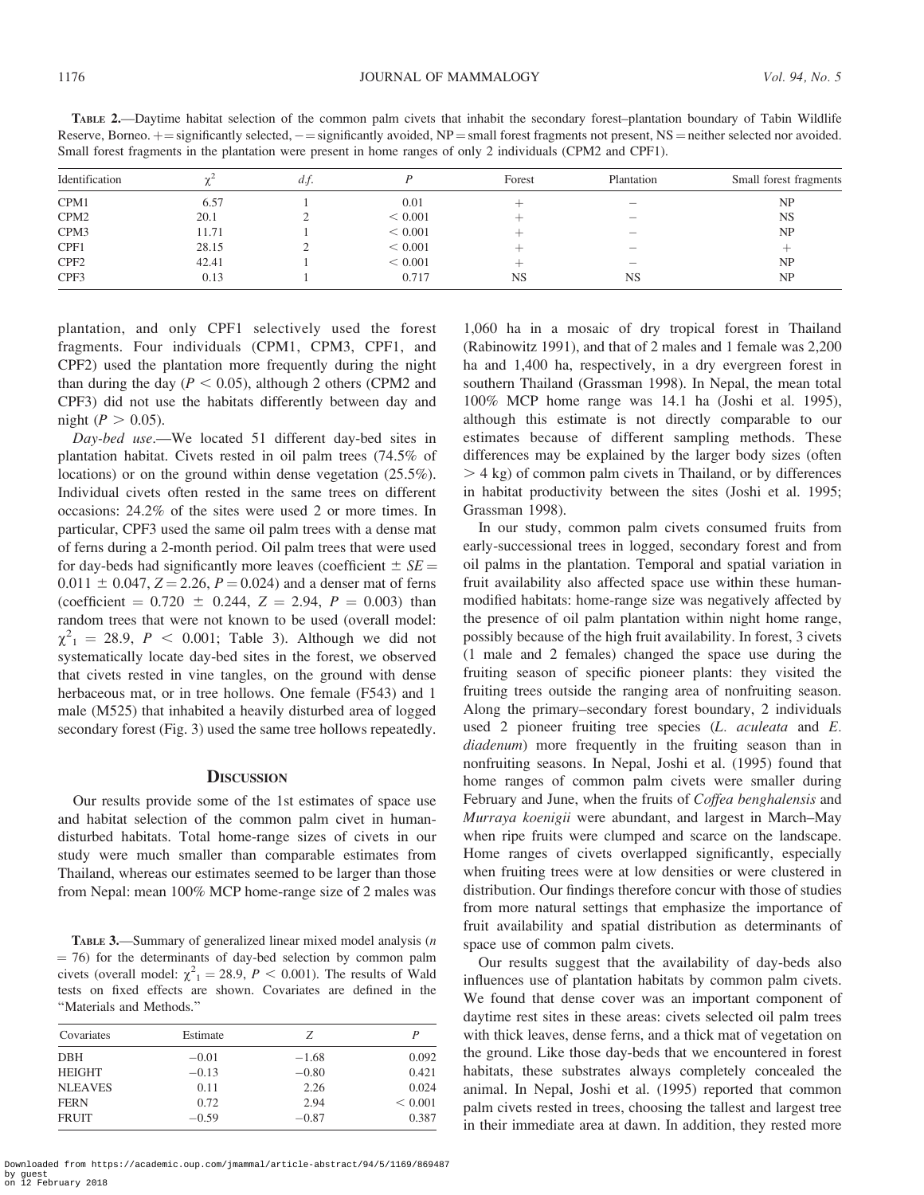**Table 2.**—Daytime habitat selection of the common palm civets that inhabit the secondary forest–plantation boundary of Tabin Wildlife Reserve, Borneo. + = significantly selected, − = significantly avoided, NP = small forest fragments not present, NS = neither selected nor avoided. Small forest fragments in the plantation were present in home ranges of only 2 individuals (CPM2 and CPF1).

| Identification | $\chi^2$ | *d.f.* | *P* | Forest | Plantation | Small forest fragments |
|---|---|---|---|---|---|---|
| CPM1 | 6.57 | 1 | 0.01 | + | − | NP |
| CPM2 | 20.1 | 2 | < 0.001 | + | − | NS |
| CPM3 | 11.71 | 1 | < 0.001 | + | − | NP |
| CPF1 | 28.15 | 2 | < 0.001 | + | − | + |
| CPF2 | 42.41 | 1 | < 0.001 | + | − | NP |
| CPF3 | 0.13 | 1 | 0.717 | NS | NS | NP |

plantation, and only CPF1 selectively used the forest fragments. Four individuals (CPM1, CPM3, CPF1, and CPF2) used the plantation more frequently during the night than during the day ($P < 0.05$), although 2 others (CPM2 and CPF3) did not use the habitats differently between day and night ($P > 0.05$).

*Day-bed use.*—We located 51 different day-bed sites in plantation habitat. Civets rested in oil palm trees (74.5% of locations) or on the ground within dense vegetation (25.5%). Individual civets often rested in the same trees on different occasions: 24.2% of the sites were used 2 or more times. In particular, CPF3 used the same oil palm trees with a dense mat of ferns during a 2-month period. Oil palm trees that were used for day-beds had significantly more leaves (coefficient $\pm$ $SE$ = $0.011 \pm 0.047$, $Z = 2.26$, $P = 0.024$) and a denser mat of ferns (coefficient = $0.720 \pm 0.244$, $Z = 2.94$, $P = 0.003$) than random trees that were not known to be used (overall model: $\chi^2_1 = 28.9$, $P < 0.001$; Table 3). Although we did not systematically locate day-bed sites in the forest, we observed that civets rested in vine tangles, on the ground with dense herbaceous mat, or in tree hollows. One female (F543) and 1 male (M525) that inhabited a heavily disturbed area of logged secondary forest (Fig. 3) used the same tree hollows repeatedly.

## Discussion

Our results provide some of the 1st estimates of space use and habitat selection of the common palm civet in human-disturbed habitats. Total home-range sizes of civets in our study were much smaller than comparable estimates from Thailand, whereas our estimates seemed to be larger than those from Nepal: mean 100% MCP home-range size of 2 males was 1,060 ha in a mosaic of dry tropical forest in Thailand (Rabinowitz 1991), and that of 2 males and 1 female was 2,200 ha and 1,400 ha, respectively, in a dry evergreen forest in southern Thailand (Grassman 1998). In Nepal, the mean total 100% MCP home range was 14.1 ha (Joshi et al. 1995), although this estimate is not directly comparable to our estimates because of different sampling methods. These differences may be explained by the larger body sizes (often > 4 kg) of common palm civets in Thailand, or by differences in habitat productivity between the sites (Joshi et al. 1995; Grassman 1998).

**Table 3.**—Summary of generalized linear mixed model analysis ($n$ = 76) for the determinants of day-bed selection by common palm civets (overall model: $\chi^2_1 = 28.9$, $P < 0.001$). The results of Wald tests on fixed effects are shown. Covariates are defined in the "Materials and Methods."

| Covariates | Estimate | *Z* | *P* |
|---|---|---|---|
| DBH | −0.01 | −1.68 | 0.092 |
| HEIGHT | −0.13 | −0.80 | 0.421 |
| NLEAVES | 0.11 | 2.26 | 0.024 |
| FERN | 0.72 | 2.94 | < 0.001 |
| FRUIT | −0.59 | −0.87 | 0.387 |

In our study, common palm civets consumed fruits from early-successional trees in logged, secondary forest and from oil palms in the plantation. Temporal and spatial variation in fruit availability also affected space use within these human-modified habitats: home-range size was negatively affected by the presence of oil palm plantation within night home range, possibly because of the high fruit availability. In forest, 3 civets (1 male and 2 females) changed the space use during the fruiting season of specific pioneer plants: they visited the fruiting trees outside the ranging area of nonfruiting season. Along the primary–secondary forest boundary, 2 individuals used 2 pioneer fruiting tree species (*L. aculeata* and *E. diadenum*) more frequently in the fruiting season than in nonfruiting seasons. In Nepal, Joshi et al. (1995) found that home ranges of common palm civets were smaller during February and June, when the fruits of *Coffea benghalensis* and *Murraya koenigii* were abundant, and largest in March–May when ripe fruits were clumped and scarce on the landscape. Home ranges of civets overlapped significantly, especially when fruiting trees were at low densities or were clustered in distribution. Our findings therefore concur with those of studies from more natural settings that emphasize the importance of fruit availability and spatial distribution as determinants of space use of common palm civets.

Our results suggest that the availability of day-beds also influences use of plantation habitats by common palm civets. We found that dense cover was an important component of daytime rest sites in these areas: civets selected oil palm trees with thick leaves, dense ferns, and a thick mat of vegetation on the ground. Like those day-beds that we encountered in forest habitats, these substrates always completely concealed the animal. In Nepal, Joshi et al. (1995) reported that common palm civets rested in trees, choosing the tallest and largest tree in their immediate area at dawn. In addition, they rested more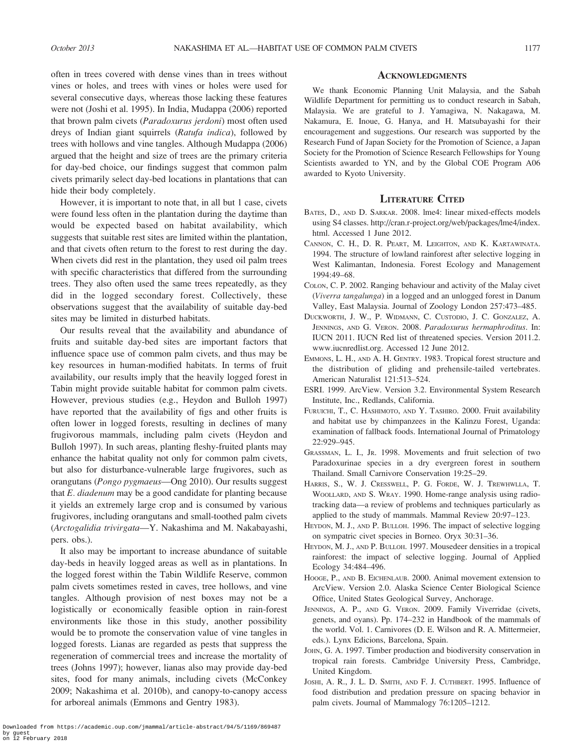often in trees covered with dense vines than in trees without vines or holes, and trees with vines or holes were used for several consecutive days, whereas those lacking these features were not (Joshi et al. 1995). In India, Mudappa (2006) reported that brown palm civets (*Paradoxurus jerdoni*) most often used dreys of Indian giant squirrels (*Ratufa indica*), followed by trees with hollows and vine tangles. Although Mudappa (2006) argued that the height and size of trees are the primary criteria for day-bed choice, our findings suggest that common palm civets primarily select day-bed locations in plantations that can hide their body completely.

However, it is important to note that, in all but 1 case, civets were found less often in the plantation during the daytime than would be expected based on habitat availability, which suggests that suitable rest sites are limited within the plantation, and that civets often return to the forest to rest during the day. When civets did rest in the plantation, they used oil palm trees with specific characteristics that differed from the surrounding trees. They also often used the same trees repeatedly, as they did in the logged secondary forest. Collectively, these observations suggest that the availability of suitable day-bed sites may be limited in disturbed habitats.

Our results reveal that the availability and abundance of fruits and suitable day-bed sites are important factors that influence space use of common palm civets, and thus may be key resources in human-modified habitats. In terms of fruit availability, our results imply that the heavily logged forest in Tabin might provide suitable habitat for common palm civets. However, previous studies (e.g., Heydon and Bulloh 1997) have reported that the availability of figs and other fruits is often lower in logged forests, resulting in declines of many frugivorous mammals, including palm civets (Heydon and Bulloh 1997). In such areas, planting fleshy-fruited plants may enhance the habitat quality not only for common palm civets, but also for disturbance-vulnerable large frugivores, such as orangutans (*Pongo pygmaeus*—Ong 2010). Our results suggest that *E. diadenum* may be a good candidate for planting because it yields an extremely large crop and is consumed by various frugivores, including orangutans and small-toothed palm civets (*Arctogalidia trivirgata*—Y. Nakashima and M. Nakabayashi, pers. obs.).

It also may be important to increase abundance of suitable day-beds in heavily logged areas as well as in plantations. In the logged forest within the Tabin Wildlife Reserve, common palm civets sometimes rested in caves, tree hollows, and vine tangles. Although provision of nest boxes may not be a logistically or economically feasible option in rain-forest environments like those in this study, another possibility would be to promote the conservation value of vine tangles in logged forests. Lianas are regarded as pests that suppress the regeneration of commercial trees and increase the mortality of trees (Johns 1997); however, lianas also may provide day-bed sites, food for many animals, including civets (McConkey 2009; Nakashima et al. 2010b), and canopy-to-canopy access for arboreal animals (Emmons and Gentry 1983).

## Acknowledgments

We thank Economic Planning Unit Malaysia, and the Sabah Wildlife Department for permitting us to conduct research in Sabah, Malaysia. We are grateful to J. Yamagiwa, N. Nakagawa, M. Nakamura, E. Inoue, G. Hanya, and H. Matsubayashi for their encouragement and suggestions. Our research was supported by the Research Fund of Japan Society for the Promotion of Science, a Japan Society for the Promotion of Science Research Fellowships for Young Scientists awarded to YN, and by the Global COE Program A06 awarded to Kyoto University.

## Literature Cited

Bates, D., and D. Sarkar. 2008. lme4: linear mixed-effects models using S4 classes. http://cran.r-project.org/web/packages/lme4/index.html. Accessed 1 June 2012.

Cannon, C. H., D. R. Peart, M. Leighton, and K. Kartawinata. 1994. The structure of lowland rainforest after selective logging in West Kalimantan, Indonesia. Forest Ecology and Management 1994:49–68.

Colon, C. P. 2002. Ranging behaviour and activity of the Malay civet (*Viverra tangalunga*) in a logged and an unlogged forest in Danum Valley, East Malaysia. Journal of Zoology London 257:473–485.

Duckworth, J. W., P. Widmann, C. Custodio, J. C. Gonzalez, A. Jennings, and G. Veron. 2008. *Paradoxurus hermaphroditus*. In: IUCN 2011. IUCN Red list of threatened species. Version 2011.2. www.iucnredlist.org. Accessed 12 June 2012.

Emmons, L. H., and A. H. Gentry. 1983. Tropical forest structure and the distribution of gliding and prehensile-tailed vertebrates. American Naturalist 121:513–524.

ESRI. 1999. ArcView. Version 3.2. Environmental System Research Institute, Inc., Redlands, California.

Furuichi, T., C. Hashimoto, and Y. Tashiro. 2000. Fruit availability and habitat use by chimpanzees in the Kalinzu Forest, Uganda: examination of fallback foods. International Journal of Primatology 22:929–945.

Grassman, L. I., Jr. 1998. Movements and fruit selection of two Paradoxurinae species in a dry evergreen forest in southern Thailand. Small Carnivore Conservation 19:25–29.

Harris, S., W. J. Cresswell, P. G. Forde, W. J. Trewhwlla, T. Woollard, and S. Wray. 1990. Home-range analysis using radio-tracking data—a review of problems and techniques particularly as applied to the study of mammals. Mammal Review 20:97–123.

Heydon, M. J., and P. Bulloh. 1996. The impact of selective logging on sympatric civet species in Borneo. Oryx 30:31–36.

Heydon, M. J., and P. Bulloh. 1997. Mousedeer densities in a tropical rainforest: the impact of selective logging. Journal of Applied Ecology 34:484–496.

Hooge, P., and B. Eichenlaub. 2000. Animal movement extension to ArcView. Version 2.0. Alaska Science Center Biological Science Office, United States Geological Survey, Anchorage.

Jennings, A. P., and G. Veron. 2009. Family Viverridae (civets, genets, and oyans). Pp. 174–232 in Handbook of the mammals of the world. Vol. 1. Carnivores (D. E. Wilson and R. A. Mittermeier, eds.). Lynx Edicions, Barcelona, Spain.

John, G. A. 1997. Timber production and biodiversity conservation in tropical rain forests. Cambridge University Press, Cambridge, United Kingdom.

Joshi, A. R., J. L. D. Smith, and F. J. Cuthbert. 1995. Influence of food distribution and predation pressure on spacing behavior in palm civets. Journal of Mammalogy 76:1205–1212.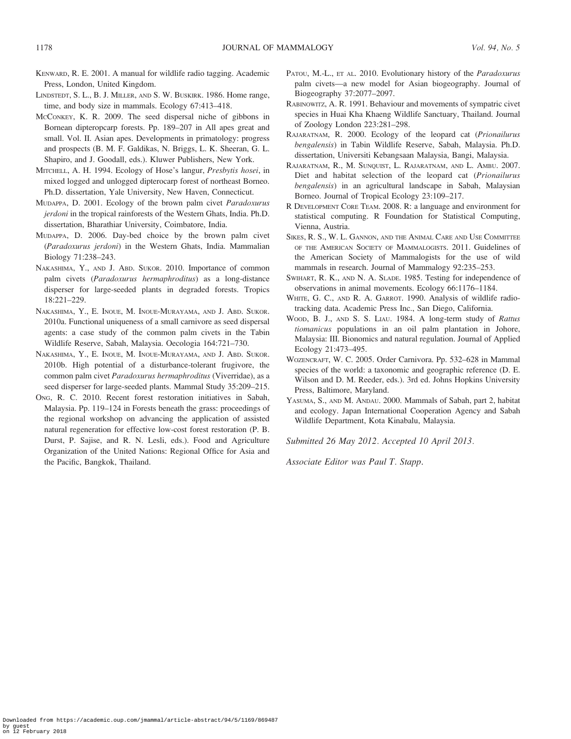Kenward, R. E. 2001. A manual for wildlife radio tagging. Academic Press, London, United Kingdom.

Lindstedt, S. L., B. J. Miller, and S. W. Buskirk. 1986. Home range, time, and body size in mammals. Ecology 67:413–418.

McConkey, K. R. 2009. The seed dispersal niche of gibbons in Bornean dipteropcarp forests. Pp. 189–207 in All apes great and small. Vol. II. Asian apes. Developments in primatology: progress and prospects (B. M. F. Galdikas, N. Briggs, L. K. Sheeran, G. L. Shapiro, and J. Goodall, eds.). Kluwer Publishers, New York.

Mitchell, A. H. 1994. Ecology of Hose's langur, *Presbytis hosei*, in mixed logged and unlogged dipterocarp forest of northeast Borneo. Ph.D. dissertation, Yale University, New Haven, Connecticut.

Mudappa, D. 2001. Ecology of the brown palm civet *Paradoxurus jerdoni* in the tropical rainforests of the Western Ghats, India. Ph.D. dissertation, Bharathiar University, Coimbatore, India.

Mudappa, D. 2006. Day-bed choice by the brown palm civet (*Paradoxurus jerdoni*) in the Western Ghats, India. Mammalian Biology 71:238–243.

Nakashima, Y., and J. Abd. Sukor. 2010. Importance of common palm civets (*Paradoxurus hermaphroditus*) as a long-distance disperser for large-seeded plants in degraded forests. Tropics 18:221–229.

Nakashima, Y., E. Inoue, M. Inoue-Murayama, and J. Abd. Sukor. 2010a. Functional uniqueness of a small carnivore as seed dispersal agents: a case study of the common palm civets in the Tabin Wildlife Reserve, Sabah, Malaysia. Oecologia 164:721–730.

Nakashima, Y., E. Inoue, M. Inoue-Murayama, and J. Abd. Sukor. 2010b. High potential of a disturbance-tolerant frugivore, the common palm civet *Paradoxurus hermaphroditus* (Viverridae), as a seed disperser for large-seeded plants. Mammal Study 35:209–215.

Ong, R. C. 2010. Recent forest restoration initiatives in Sabah, Malaysia. Pp. 119–124 in Forests beneath the grass: proceedings of the regional workshop on advancing the application of assisted natural regeneration for effective low-cost forest restoration (P. B. Durst, P. Sajise, and R. N. Lesli, eds.). Food and Agriculture Organization of the United Nations: Regional Office for Asia and the Pacific, Bangkok, Thailand.

Patou, M.-L., et al. 2010. Evolutionary history of the *Paradoxurus* palm civets—a new model for Asian biogeography. Journal of Biogeography 37:2077–2097.

Rabinowitz, A. R. 1991. Behaviour and movements of sympatric civet species in Huai Kha Khaeng Wildlife Sanctuary, Thailand. Journal of Zoology London 223:281–298.

Rajaratnam, R. 2000. Ecology of the leopard cat (*Prionailurus bengalensis*) in Tabin Wildlife Reserve, Sabah, Malaysia. Ph.D. dissertation, Universiti Kebangsaan Malaysia, Bangi, Malaysia.

Rajaratnam, R., M. Sunquist, L. Rajaratnam, and L. Ambu. 2007. Diet and habitat selection of the leopard cat (*Prionailurus bengalensis*) in an agricultural landscape in Sabah, Malaysian Borneo. Journal of Tropical Ecology 23:109–217.

R Development Core Team. 2008. R: a language and environment for statistical computing. R Foundation for Statistical Computing, Vienna, Austria.

Sikes, R. S., W. L. Gannon, and the Animal Care and Use Committee of the American Society of Mammalogists. 2011. Guidelines of the American Society of Mammalogists for the use of wild mammals in research. Journal of Mammalogy 92:235–253.

Swihart, R. K., and N. A. Slade. 1985. Testing for independence of observations in animal movements. Ecology 66:1176–1184.

White, G. C., and R. A. Garrot. 1990. Analysis of wildlife radio-tracking data. Academic Press Inc., San Diego, California.

Wood, B. J., and S. S. Liau. 1984. A long-term study of *Rattus tiomanicus* populations in an oil palm plantation in Johore, Malaysia: III. Bionomics and natural regulation. Journal of Applied Ecology 21:473–495.

Wozencraft, W. C. 2005. Order Carnivora. Pp. 532–628 in Mammal species of the world: a taxonomic and geographic reference (D. E. Wilson and D. M. Reeder, eds.). 3rd ed. Johns Hopkins University Press, Baltimore, Maryland.

Yasuma, S., and M. Andau. 2000. Mammals of Sabah, part 2, habitat and ecology. Japan International Cooperation Agency and Sabah Wildlife Department, Kota Kinabalu, Malaysia.

*Submitted 26 May 2012. Accepted 10 April 2013.*

*Associate Editor was Paul T. Stapp.*